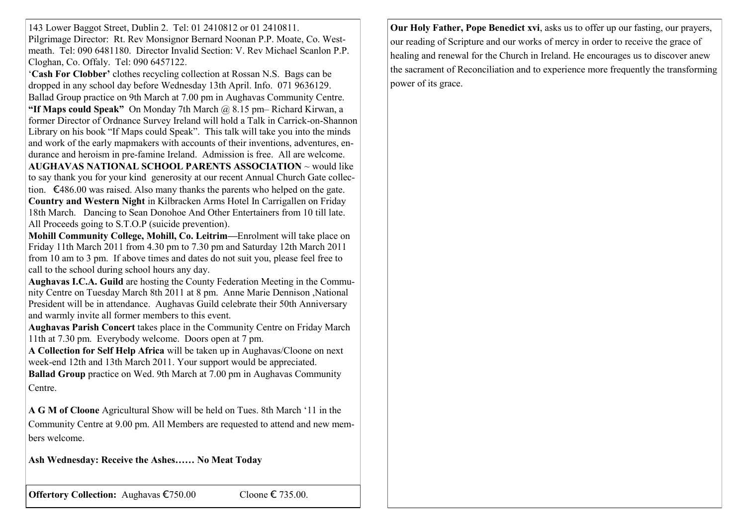143 Lower Baggot Street, Dublin 2. Tel: 01 2410812 or 01 2410811. Pilgrimage Director: Rt. Rev Monsignor Bernard Noonan P.P. Moate, Co. Westmeath. Tel: 090 6481180. Director Invalid Section: V. Rev Michael Scanlon P.P. Cloghan, Co. Offaly. Tel: 090 6457122.

'**Cash For Clobber'** clothes recycling collection at Rossan N.S. Bags can be dropped in any school day before Wednesday 13th April. Info. 071 9636129.

Ballad Group practice on 9th March at 7.00 pm in Aughavas Community Centre.

**"If Maps could Speak"** On Monday 7th March @ 8.15 pm– Richard Kirwan, a former Director of Ordnance Survey Ireland will hold a Talk in Carrick-on-Shannon Library on his book "If Maps could Speak". This talk will take you into the minds and work of the early mapmakers with accounts of their inventions, adventures, endurance and heroism in pre-famine Ireland. Admission is free. All are welcome.

**AUGHAVAS NATIONAL SCHOOL PARENTS ASSOCIATION** ~ would like to say thank you for your kind generosity at our recent Annual Church Gate collection. €486.00 was raised. Also many thanks the parents who helped on the gate.

**Country and Western Night** in Kilbracken Arms Hotel In Carrigallen on Friday 18th March. Dancing to Sean Donohoe And Other Entertainers from 10 till late. All Proceeds going to S.T.O.P (suicide prevention).

**Mohill Community College, Mohill, Co. Leitrim—**Enrolment will take place on Friday 11th March 2011 from 4.30 pm to 7.30 pm and Saturday 12th March 2011 from 10 am to 3 pm. If above times and dates do not suit you, please feel free to call to the school during school hours any day.

**Aughavas I.C.A. Guild** are hosting the County Federation Meeting in the Community Centre on Tuesday March 8th 2011 at 8 pm. Anne Marie Dennison ,National President will be in attendance. Aughavas Guild celebrate their 50th Anniversary and warmly invite all former members to this event.

**Aughavas Parish Concert** takes place in the Community Centre on Friday March 11th at 7.30 pm. Everybody welcome. Doors open at 7 pm.

**A Collection for Self Help Africa** will be taken up in Aughavas/Cloone on next week-end 12th and 13th March 2011. Your support would be appreciated.

**Ballad Group** practice on Wed. 9th March at 7.00 pm in Aughavas Community Centre.

**A G M of Cloone** Agricultural Show will be held on Tues. 8th March '11 in the Community Centre at 9.00 pm. All Members are requested to attend and new members welcome.

**Ash Wednesday: Receive the Ashes…… No Meat Today**

**Offertory Collection:** Aughavas €750.00 Cloone € 735.00.

**Our Holy Father, Pope Benedict xvi**, asks us to offer up our fasting, our prayers, our reading of Scripture and our works of mercy in order to receive the grace of healing and renewal for the Church in Ireland. He encourages us to discover anew the sacrament of Reconciliation and to experience more frequently the transforming power of its grace.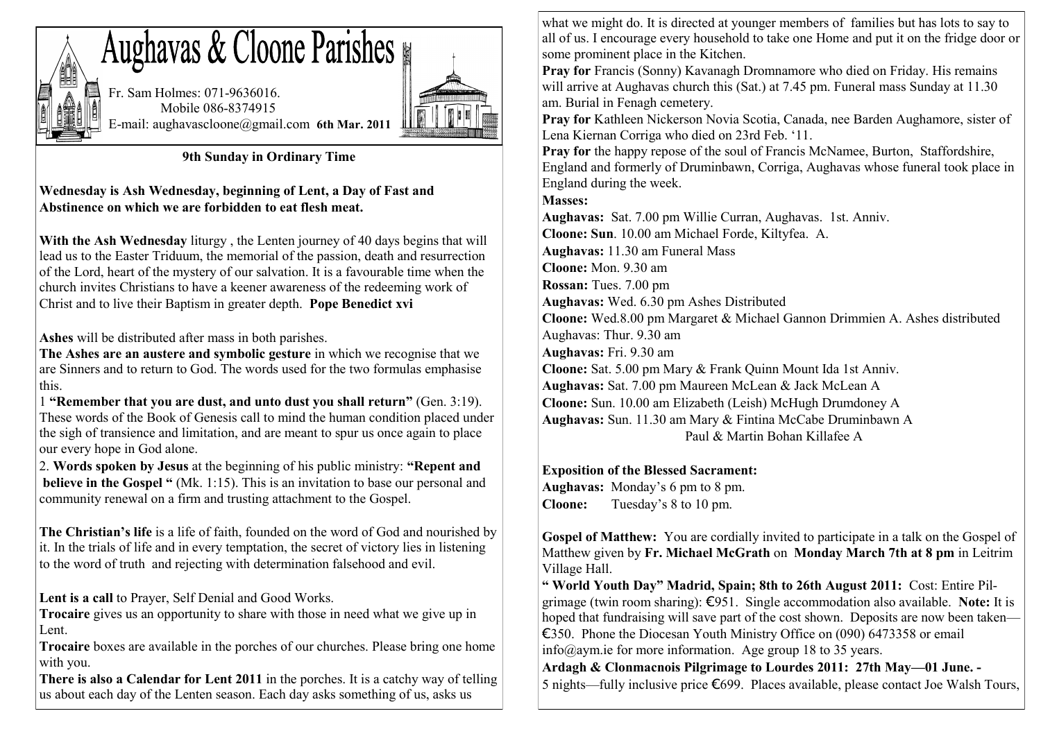# Aughavas & Cloone Parishes

Fr. Sam Holmes: 071-9636016.
Mobile 086-8374915
E-mail: aughavascloone@gmail.com **6th Mar. 2011**

**9th Sunday in Ordinary Time**

**Wednesday is Ash Wednesday, beginning of Lent, a Day of Fast and Abstinence on which we are forbidden to eat flesh meat.**

**With the Ash Wednesday** liturgy , the Lenten journey of 40 days begins that will lead us to the Easter Triduum, the memorial of the passion, death and resurrection of the Lord, heart of the mystery of our salvation. It is a favourable time when the church invites Christians to have a keener awareness of the redeeming work of Christ and to live their Baptism in greater depth. **Pope Benedict xvi**

**Ashes** will be distributed after mass in both parishes.

**The Ashes are an austere and symbolic gesture** in which we recognise that we are Sinners and to return to God. The words used for the two formulas emphasise this.

1 **"Remember that you are dust, and unto dust you shall return"** (Gen. 3:19). These words of the Book of Genesis call to mind the human condition placed under the sigh of transience and limitation, and are meant to spur us once again to place our every hope in God alone.

2. **Words spoken by Jesus** at the beginning of his public ministry: **"Repent and believe in the Gospel "** (Mk. 1:15). This is an invitation to base our personal and community renewal on a firm and trusting attachment to the Gospel.

**The Christian's life** is a life of faith, founded on the word of God and nourished by it. In the trials of life and in every temptation, the secret of victory lies in listening to the word of truth and rejecting with determination falsehood and evil.

**Lent is a call** to Prayer, Self Denial and Good Works.

**Trocaire** gives us an opportunity to share with those in need what we give up in Lent.

**Trocaire** boxes are available in the porches of our churches. Please bring one home with you.

**There is also a Calendar for Lent 2011** in the porches. It is a catchy way of telling us about each day of the Lenten season. Each day asks something of us, asks us what we might do. It is directed at younger members of families but has lots to say to all of us. I encourage every household to take one Home and put it on the fridge door or some prominent place in the Kitchen.

**Pray for** Francis (Sonny) Kavanagh Dromnamore who died on Friday. His remains will arrive at Aughavas church this (Sat.) at 7.45 pm. Funeral mass Sunday at 11.30 am. Burial in Fenagh cemetery.

**Pray for** Kathleen Nickerson Novia Scotia, Canada, nee Barden Aughamore, sister of Lena Kiernan Corriga who died on 23rd Feb. '11.

**Pray for** the happy repose of the soul of Francis McNamee, Burton, Staffordshire, England and formerly of Druminbawn, Corriga, Aughavas whose funeral took place in England during the week.

**Masses:**

**Aughavas:** Sat. 7.00 pm Willie Curran, Aughavas. 1st. Anniv.
**Cloone: Sun**. 10.00 am Michael Forde, Kiltyfea. A.
**Aughavas:** 11.30 am Funeral Mass
**Cloone:** Mon. 9.30 am
**Rossan:** Tues. 7.00 pm
**Aughavas:** Wed. 6.30 pm Ashes Distributed
**Cloone:** Wed.8.00 pm Margaret & Michael Gannon Drimmien A. Ashes distributed
Aughavas: Thur. 9.30 am
**Aughavas:** Fri. 9.30 am
**Cloone:** Sat. 5.00 pm Mary & Frank Quinn Mount Ida 1st Anniv.
**Aughavas:** Sat. 7.00 pm Maureen McLean & Jack McLean A
**Cloone:** Sun. 10.00 am Elizabeth (Leish) McHugh Drumdoney A
**Aughavas:** Sun. 11.30 am Mary & Fintina McCabe Druminbawn A
Paul & Martin Bohan Killafee A

**Exposition of the Blessed Sacrament:**
**Aughavas:** Monday's 6 pm to 8 pm.
**Cloone:** Tuesday's 8 to 10 pm.

**Gospel of Matthew:** You are cordially invited to participate in a talk on the Gospel of Matthew given by **Fr. Michael McGrath** on **Monday March 7th at 8 pm** in Leitrim Village Hall.

**" World Youth Day" Madrid, Spain; 8th to 26th August 2011:** Cost: Entire Pilgrimage (twin room sharing): €951. Single accommodation also available. **Note:** It is hoped that fundraising will save part of the cost shown. Deposits are now been taken—€350. Phone the Diocesan Youth Ministry Office on (090) 6473358 or email info@aym.ie for more information. Age group 18 to 35 years.

**Ardagh & Clonmacnois Pilgrimage to Lourdes 2011: 27th May—01 June. -**
5 nights—fully inclusive price €699. Places available, please contact Joe Walsh Tours,